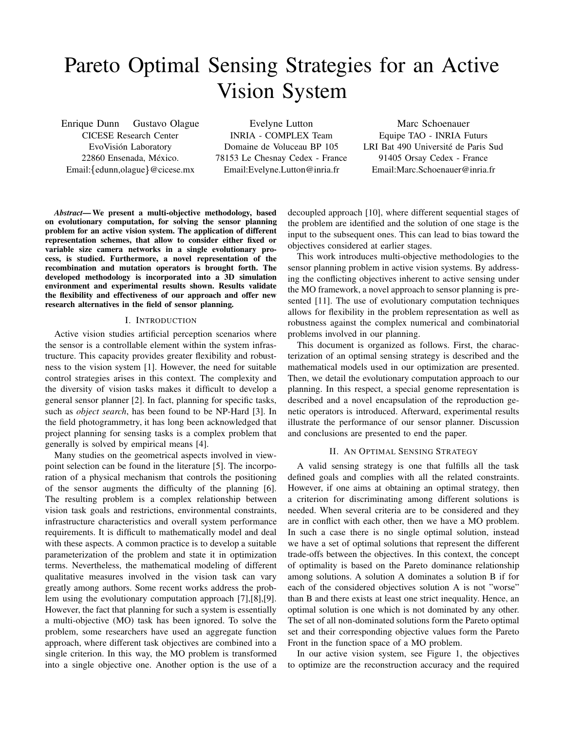# Pareto Optimal Sensing Strategies for an Active Vision System

Enrique Dunn  Gustavo Olague
CICESE Research Center
EvoVisión Laboratory
22860 Ensenada, México.
Email:{edunn,olague}@cicese.mx

Evelyne Lutton
INRIA - COMPLEX Team
Domaine de Voluceau BP 105
78153 Le Chesnay Cedex - France
Email:Evelyne.Lutton@inria.fr

Marc Schoenauer
Equipe TAO - INRIA Futurs
LRI Bat 490 Université de Paris Sud
91405 Orsay Cedex - France
Email:Marc.Schoenauer@inria.fr

***Abstract*— We present a multi-objective methodology, based on evolutionary computation, for solving the sensor planning problem for an active vision system. The application of different representation schemes, that allow to consider either fixed or variable size camera networks in a single evolutionary process, is studied. Furthermore, a novel representation of the recombination and mutation operators is brought forth. The developed methodology is incorporated into a 3D simulation environment and experimental results shown. Results validate the flexibility and effectiveness of our approach and offer new research alternatives in the field of sensor planning.**

## I. Introduction

Active vision studies artificial perception scenarios where the sensor is a controllable element within the system infrastructure. This capacity provides greater flexibility and robustness to the vision system [1]. However, the need for suitable control strategies arises in this context. The complexity and the diversity of vision tasks makes it difficult to develop a general sensor planner [2]. In fact, planning for specific tasks, such as *object search*, has been found to be NP-Hard [3]. In the field photogrammetry, it has long been acknowledged that project planning for sensing tasks is a complex problem that generally is solved by empirical means [4].

Many studies on the geometrical aspects involved in viewpoint selection can be found in the literature [5]. The incorporation of a physical mechanism that controls the positioning of the sensor augments the difficulty of the planning [6]. The resulting problem is a complex relationship between vision task goals and restrictions, environmental constraints, infrastructure characteristics and overall system performance requirements. It is difficult to mathematically model and deal with these aspects. A common practice is to develop a suitable parameterization of the problem and state it in optimization terms. Nevertheless, the mathematical modeling of different qualitative measures involved in the vision task can vary greatly among authors. Some recent works address the problem using the evolutionary computation approach [7],[8],[9]. However, the fact that planning for such a system is essentially a multi-objective (MO) task has been ignored. To solve the problem, some researchers have used an aggregate function approach, where different task objectives are combined into a single criterion. In this way, the MO problem is transformed into a single objective one. Another option is the use of a decoupled approach [10], where different sequential stages of the problem are identified and the solution of one stage is the input to the subsequent ones. This can lead to bias toward the objectives considered at earlier stages.

This work introduces multi-objective methodologies to the sensor planning problem in active vision systems. By addressing the conflicting objectives inherent to active sensing under the MO framework, a novel approach to sensor planning is presented [11]. The use of evolutionary computation techniques allows for flexibility in the problem representation as well as robustness against the complex numerical and combinatorial problems involved in our planning.

This document is organized as follows. First, the characterization of an optimal sensing strategy is described and the mathematical models used in our optimization are presented. Then, we detail the evolutionary computation approach to our planning. In this respect, a special genome representation is described and a novel encapsulation of the reproduction genetic operators is introduced. Afterward, experimental results illustrate the performance of our sensor planner. Discussion and conclusions are presented to end the paper.

## II. An Optimal Sensing Strategy

A valid sensing strategy is one that fulfills all the task defined goals and complies with all the related constraints. However, if one aims at obtaining an optimal strategy, then a criterion for discriminating among different solutions is needed. When several criteria are to be considered and they are in conflict with each other, then we have a MO problem. In such a case there is no single optimal solution, instead we have a set of optimal solutions that represent the different trade-offs between the objectives. In this context, the concept of optimality is based on the Pareto dominance relationship among solutions. A solution A dominates a solution B if for each of the considered objectives solution A is not "worse" than B and there exists at least one strict inequality. Hence, an optimal solution is one which is not dominated by any other. The set of all non-dominated solutions form the Pareto optimal set and their corresponding objective values form the Pareto Front in the function space of a MO problem.

In our active vision system, see Figure 1, the objectives to optimize are the reconstruction accuracy and the required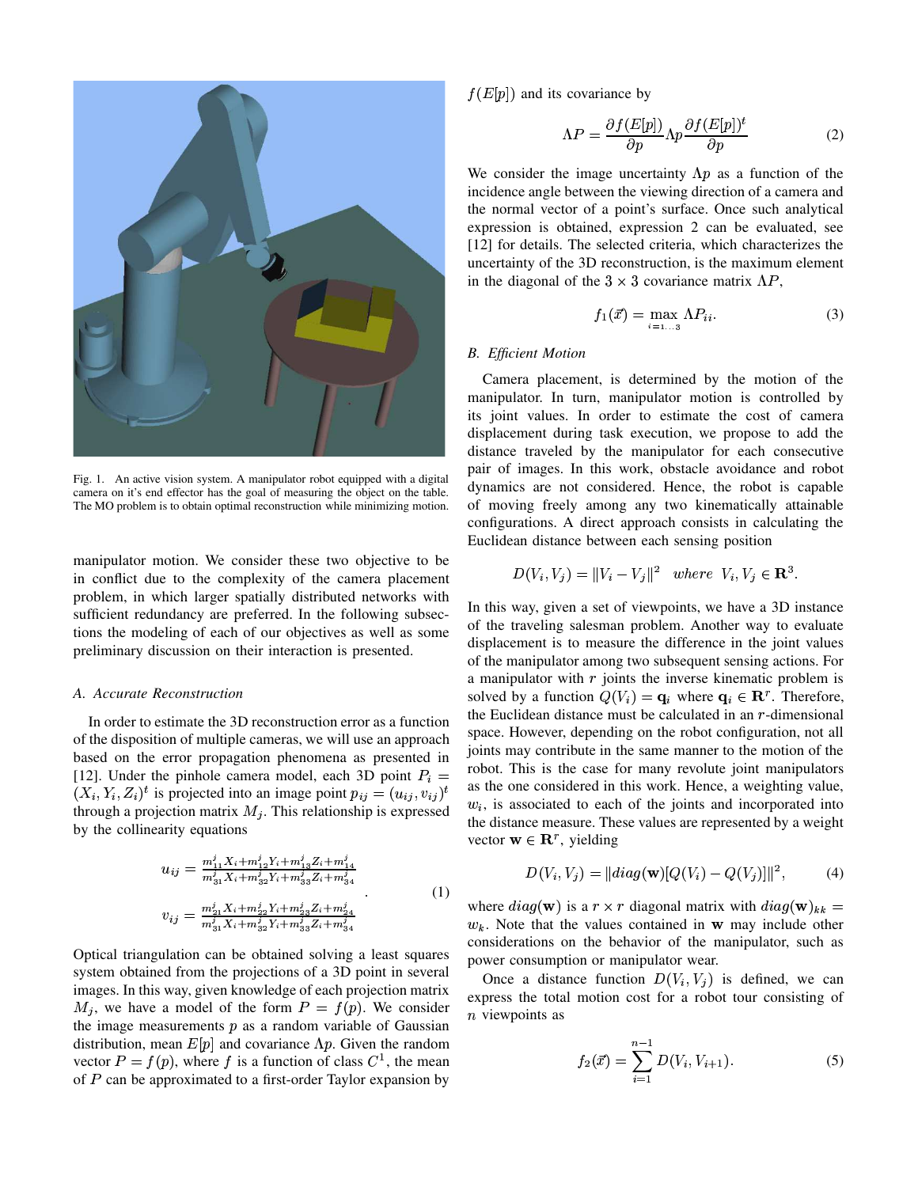Fig. 1. An active vision system. A manipulator robot equipped with a digital camera on it's end effector has the goal of measuring the object on the table. The MO problem is to obtain optimal reconstruction while minimizing motion.

manipulator motion. We consider these two objective to be in conflict due to the complexity of the camera placement problem, in which larger spatially distributed networks with sufficient redundancy are preferred. In the following subsections the modeling of each of our objectives as well as some preliminary discussion on their interaction is presented.

### A. Accurate Reconstruction

In order to estimate the 3D reconstruction error as a function of the disposition of multiple cameras, we will use an approach based on the error propagation phenomena as presented in [12]. Under the pinhole camera model, each 3D point $P_i = (X_i, Y_i, Z_i)^t$ is projected into an image point $p_{ij} = (u_{ij}, v_{ij})^t$ through a projection matrix $M_j$. This relationship is expressed by the collinearity equations

$$\begin{aligned} u_{ij} &= \frac{m^j_{11}X_i + m^j_{12}Y_i + m^j_{13}Z_i + m^j_{14}}{m^j_{31}X_i + m^j_{32}Y_i + m^j_{33}Z_i + m^j_{34}} \\ v_{ij} &= \frac{m^j_{21}X_i + m^j_{22}Y_i + m^j_{23}Z_i + m^j_{24}}{m^j_{31}X_i + m^j_{32}Y_i + m^j_{33}Z_i + m^j_{34}} \end{aligned} . \quad (1)$$

Optical triangulation can be obtained solving a least squares system obtained from the projections of a 3D point in several images. In this way, given knowledge of each projection matrix $M_j$, we have a model of the form $P = f(p)$. We consider the image measurements $p$ as a random variable of Gaussian distribution, mean $E[p]$ and covariance $\Lambda p$. Given the random vector $P = f(p)$, where $f$ is a function of class $C^1$, the mean of $P$ can be approximated to a first-order Taylor expansion by $f(E[p])$ and its covariance by

$$\Lambda P = \frac{\partial f(E[p])}{\partial p} \Lambda p \frac{\partial f(E[p])^t}{\partial p} \quad (2)$$

We consider the image uncertainty $\Lambda p$ as a function of the incidence angle between the viewing direction of a camera and the normal vector of a point's surface. Once such analytical expression is obtained, expression 2 can be evaluated, see [12] for details. The selected criteria, which characterizes the uncertainty of the 3D reconstruction, is the maximum element in the diagonal of the $3 \times 3$ covariance matrix $\Lambda P$,

$$f_1(\vec{x}) = \max_{i=1\ldots3} \Lambda P_{ii}. \quad (3)$$

### B. Efficient Motion

Camera placement, is determined by the motion of the manipulator. In turn, manipulator motion is controlled by its joint values. In order to estimate the cost of camera displacement during task execution, we propose to add the distance traveled by the manipulator for each consecutive pair of images. In this work, obstacle avoidance and robot dynamics are not considered. Hence, the robot is capable of moving freely among any two kinematically attainable configurations. A direct approach consists in calculating the Euclidean distance between each sensing position

$$D(V_i, V_j) = \|V_i - V_j\|^2 \quad where \;\; V_i, V_j \in \mathbf{R}^3.$$

In this way, given a set of viewpoints, we have a 3D instance of the traveling salesman problem. Another way to evaluate displacement is to measure the difference in the joint values of the manipulator among two subsequent sensing actions. For a manipulator with $r$ joints the inverse kinematic problem is solved by a function $Q(V_i) = \mathbf{q}_i$ where $\mathbf{q}_i \in \mathbf{R}^r$. Therefore, the Euclidean distance must be calculated in an $r$-dimensional space. However, depending on the robot configuration, not all joints may contribute in the same manner to the motion of the robot. This is the case for many revolute joint manipulators as the one considered in this work. Hence, a weighting value, $w_i$, is associated to each of the joints and incorporated into the distance measure. These values are represented by a weight vector $\mathbf{w} \in \mathbf{R}^r$, yielding

$$D(V_i, V_j) = \|diag(\mathbf{w})[Q(V_i) - Q(V_j)]\|^2, \quad (4)$$

where $diag(\mathbf{w})$ is a $r \times r$ diagonal matrix with $diag(\mathbf{w})_{kk} = w_k$. Note that the values contained in $\mathbf{w}$ may include other considerations on the behavior of the manipulator, such as power consumption or manipulator wear.

Once a distance function $D(V_i, V_j)$ is defined, we can express the total motion cost for a robot tour consisting of $n$ viewpoints as

$$f_2(\vec{x}) = \sum_{i=1}^{n-1} D(V_i, V_{i+1}). \quad (5)$$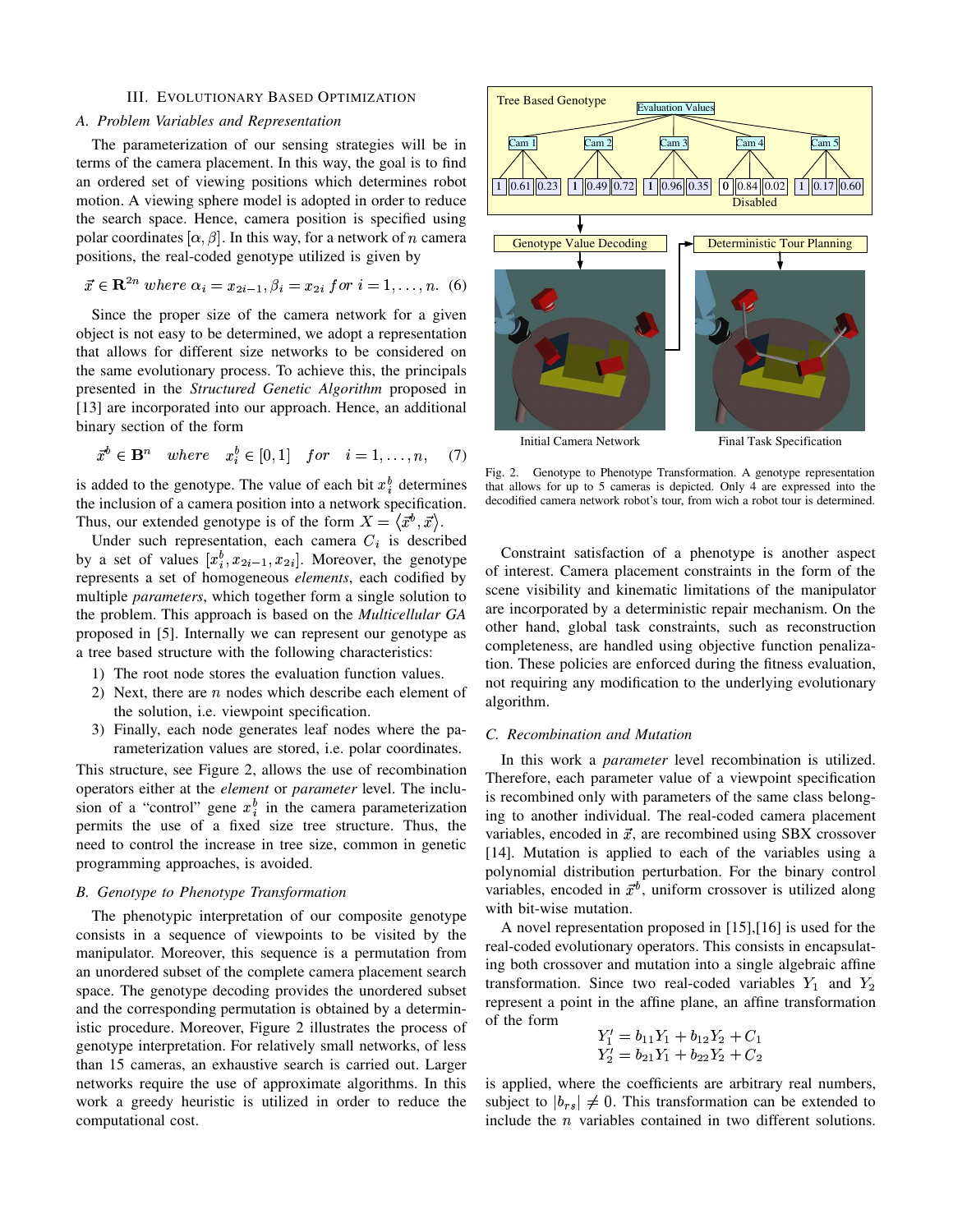## III. Evolutionary Based Optimization

### A. Problem Variables and Representation

The parameterization of our sensing strategies will be in terms of the camera placement. In this way, the goal is to find an ordered set of viewing positions which determines robot motion. A viewing sphere model is adopted in order to reduce the search space. Hence, camera position is specified using polar coordinates $[\alpha, \beta]$. In this way, for a network of $n$ camera positions, the real-coded genotype utilized is given by

$$\vec{x} \in \mathbf{R}^{2n} \; where \; \alpha_i = x_{2i-1}, \beta_i = x_{2i} \; for \; i = 1, \ldots, n. \quad (6)$$

Since the proper size of the camera network for a given object is not easy to be determined, we adopt a representation that allows for different size networks to be considered on the same evolutionary process. To achieve this, the principals presented in the *Structured Genetic Algorithm* proposed in [13] are incorporated into our approach. Hence, an additional binary section of the form

$$\vec{x}^b \in \mathbf{B}^n \quad where \quad x_i^b \in [0, 1] \quad for \quad i = 1, \ldots, n, \quad (7)$$

is added to the genotype. The value of each bit $x_i^b$ determines the inclusion of a camera position into a network specification. Thus, our extended genotype is of the form $X = \langle \vec{x}^b, \vec{x} \rangle$.

Under such representation, each camera $C_i$ is described by a set of values $[x_i^b, x_{2i-1}, x_{2i}]$. Moreover, the genotype represents a set of homogeneous *elements*, each codified by multiple *parameters*, which together form a single solution to the problem. This approach is based on the *Multicellular GA* proposed in [5]. Internally we can represent our genotype as a tree based structure with the following characteristics:

1) The root node stores the evaluation function values.
2) Next, there are $n$ nodes which describe each element of the solution, i.e. viewpoint specification.
3) Finally, each node generates leaf nodes where the parameterization values are stored, i.e. polar coordinates.

This structure, see Figure 2, allows the use of recombination operators either at the *element* or *parameter* level. The inclusion of a "control" gene $x_i^b$ in the camera parameterization permits the use of a fixed size tree structure. Thus, the need to control the increase in tree size, common in genetic programming approaches, is avoided.

### B. Genotype to Phenotype Transformation

The phenotypic interpretation of our composite genotype consists in a sequence of viewpoints to be visited by the manipulator. Moreover, this sequence is a permutation from an unordered subset of the complete camera placement search space. The genotype decoding provides the unordered subset and the corresponding permutation is obtained by a deterministic procedure. Moreover, Figure 2 illustrates the process of genotype interpretation. For relatively small networks, of less than 15 cameras, an exhaustive search is carried out. Larger networks require the use of approximate algorithms. In this work a greedy heuristic is utilized in order to reduce the computational cost.

Fig. 2. Genotype to Phenotype Transformation. A genotype representation that allows for up to 5 cameras is depicted. Only 4 are expressed into the decodified camera network robot's tour, from wich a robot tour is determined.

Constraint satisfaction of a phenotype is another aspect of interest. Camera placement constraints in the form of the scene visibility and kinematic limitations of the manipulator are incorporated by a deterministic repair mechanism. On the other hand, global task constraints, such as reconstruction completeness, are handled using objective function penalization. These policies are enforced during the fitness evaluation, not requiring any modification to the underlying evolutionary algorithm.

### C. Recombination and Mutation

In this work a *parameter* level recombination is utilized. Therefore, each parameter value of a viewpoint specification is recombined only with parameters of the same class belonging to another individual. The real-coded camera placement variables, encoded in $\vec{x}$, are recombined using SBX crossover [14]. Mutation is applied to each of the variables using a polynomial distribution perturbation. For the binary control variables, encoded in $\vec{x}^b$, uniform crossover is utilized along with bit-wise mutation.

A novel representation proposed in [15],[16] is used for the real-coded evolutionary operators. This consists in encapsulating both crossover and mutation into a single algebraic affine transformation. Since two real-coded variables $Y_1$ and $Y_2$ represent a point in the affine plane, an affine transformation of the form

$$Y_1' = b_{11}Y_1 + b_{12}Y_2 + C_1$$
$$Y_2' = b_{21}Y_1 + b_{22}Y_2 + C_2$$

is applied, where the coefficients are arbitrary real numbers, subject to $|b_{rs}| \neq 0$. This transformation can be extended to include the $n$ variables contained in two different solutions.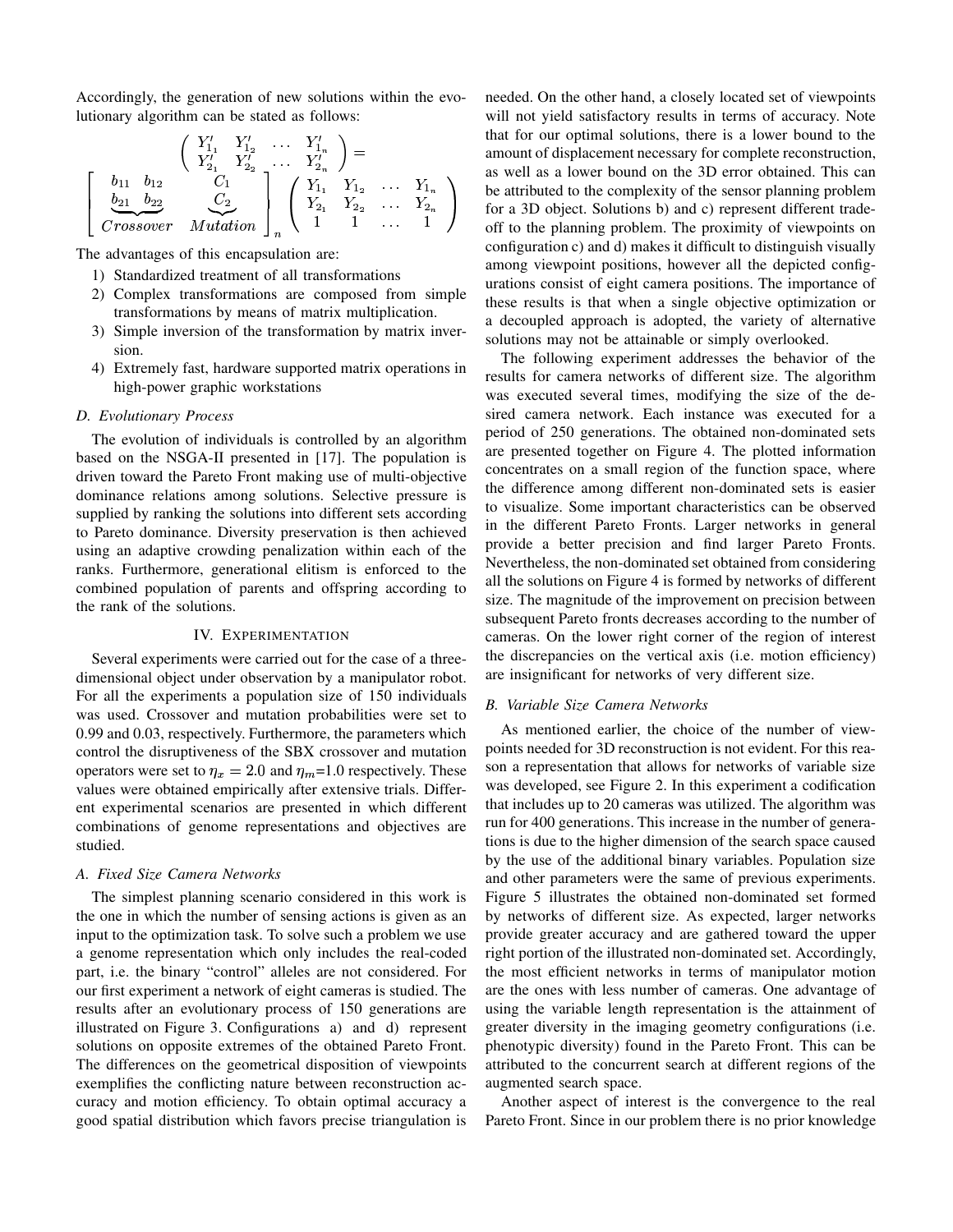Accordingly, the generation of new solutions within the evolutionary algorithm can be stated as follows:

$$\begin{pmatrix} Y'_{1_1} & Y'_{1_2} & \dots & Y'_{1_n} \\ Y'_{2_1} & Y'_{2_2} & \dots & Y'_{2_n} \end{pmatrix} = \left[ \begin{array}{ccc} b_{11} & b_{12} & C_1 \\ \underbrace{b_{21} \quad b_{22}}_{Crossover} & & \underbrace{C_2}_{Mutation} \end{array} \right]_n \begin{pmatrix} Y_{1_1} & Y_{1_2} & \dots & Y_{1_n} \\ Y_{2_1} & Y_{2_2} & \dots & Y_{2_n} \\ 1 & 1 & \dots & 1 \end{pmatrix}$$

The advantages of this encapsulation are:

1) Standardized treatment of all transformations
2) Complex transformations are composed from simple transformations by means of matrix multiplication.
3) Simple inversion of the transformation by matrix inversion.
4) Extremely fast, hardware supported matrix operations in high-power graphic workstations

### D. Evolutionary Process

The evolution of individuals is controlled by an algorithm based on the NSGA-II presented in [17]. The population is driven toward the Pareto Front making use of multi-objective dominance relations among solutions. Selective pressure is supplied by ranking the solutions into different sets according to Pareto dominance. Diversity preservation is then achieved using an adaptive crowding penalization within each of the ranks. Furthermore, generational elitism is enforced to the combined population of parents and offspring according to the rank of the solutions.

## IV. Experimentation

Several experiments were carried out for the case of a three-dimensional object under observation by a manipulator robot. For all the experiments a population size of 150 individuals was used. Crossover and mutation probabilities were set to 0.99 and 0.03, respectively. Furthermore, the parameters which control the disruptiveness of the SBX crossover and mutation operators were set to $\eta_x = 2.0$ and $\eta_m$=1.0 respectively. These values were obtained empirically after extensive trials. Different experimental scenarios are presented in which different combinations of genome representations and objectives are studied.

### A. Fixed Size Camera Networks

The simplest planning scenario considered in this work is the one in which the number of sensing actions is given as an input to the optimization task. To solve such a problem we use a genome representation which only includes the real-coded part, i.e. the binary "control" alleles are not considered. For our first experiment a network of eight cameras is studied. The results after an evolutionary process of 150 generations are illustrated on Figure 3. Configurations a) and d) represent solutions on opposite extremes of the obtained Pareto Front. The differences on the geometrical disposition of viewpoints exemplifies the conflicting nature between reconstruction accuracy and motion efficiency. To obtain optimal accuracy a good spatial distribution which favors precise triangulation is needed. On the other hand, a closely located set of viewpoints will not yield satisfactory results in terms of accuracy. Note that for our optimal solutions, there is a lower bound to the amount of displacement necessary for complete reconstruction, as well as a lower bound on the 3D error obtained. This can be attributed to the complexity of the sensor planning problem for a 3D object. Solutions b) and c) represent different trade-off to the planning problem. The proximity of viewpoints on configuration c) and d) makes it difficult to distinguish visually among viewpoint positions, however all the depicted configurations consist of eight camera positions. The importance of these results is that when a single objective optimization or a decoupled approach is adopted, the variety of alternative solutions may not be attainable or simply overlooked.

The following experiment addresses the behavior of the results for camera networks of different size. The algorithm was executed several times, modifying the size of the desired camera network. Each instance was executed for a period of 250 generations. The obtained non-dominated sets are presented together on Figure 4. The plotted information concentrates on a small region of the function space, where the difference among different non-dominated sets is easier to visualize. Some important characteristics can be observed in the different Pareto Fronts. Larger networks in general provide a better precision and find larger Pareto Fronts. Nevertheless, the non-dominated set obtained from considering all the solutions on Figure 4 is formed by networks of different size. The magnitude of the improvement on precision between subsequent Pareto fronts decreases according to the number of cameras. On the lower right corner of the region of interest the discrepancies on the vertical axis (i.e. motion efficiency) are insignificant for networks of very different size.

### B. Variable Size Camera Networks

As mentioned earlier, the choice of the number of viewpoints needed for 3D reconstruction is not evident. For this reason a representation that allows for networks of variable size was developed, see Figure 2. In this experiment a codification that includes up to 20 cameras was utilized. The algorithm was run for 400 generations. This increase in the number of generations is due to the higher dimension of the search space caused by the use of the additional binary variables. Population size and other parameters were the same of previous experiments. Figure 5 illustrates the obtained non-dominated set formed by networks of different size. As expected, larger networks provide greater accuracy and are gathered toward the upper right portion of the illustrated non-dominated set. Accordingly, the most efficient networks in terms of manipulator motion are the ones with less number of cameras. One advantage of using the variable length representation is the attainment of greater diversity in the imaging geometry configurations (i.e. phenotypic diversity) found in the Pareto Front. This can be attributed to the concurrent search at different regions of the augmented search space.

Another aspect of interest is the convergence to the real Pareto Front. Since in our problem there is no prior knowledge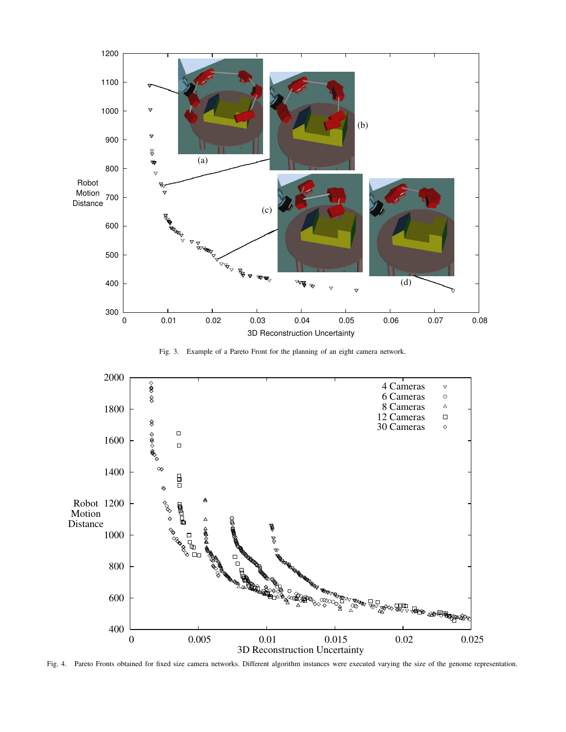Fig. 3. Example of a Pareto Front for the planning of an eight camera network.

Fig. 4. Pareto Fronts obtained for fixed size camera networks. Different algorithm instances were executed varying the size of the genome representation.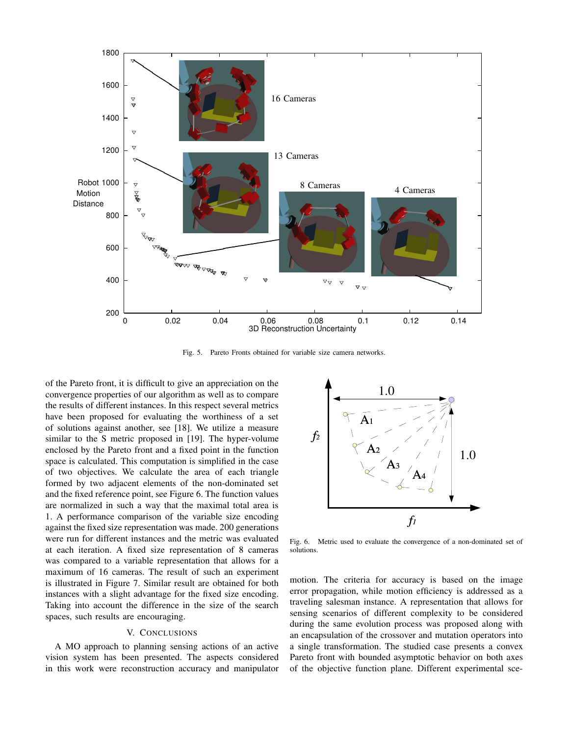Fig. 5. Pareto Fronts obtained for variable size camera networks.

of the Pareto front, it is difficult to give an appreciation on the convergence properties of our algorithm as well as to compare the results of different instances. In this respect several metrics have been proposed for evaluating the worthiness of a set of solutions against another, see [18]. We utilize a measure similar to the S metric proposed in [19]. The hyper-volume enclosed by the Pareto front and a fixed point in the function space is calculated. This computation is simplified in the case of two objectives. We calculate the area of each triangle formed by two adjacent elements of the non-dominated set and the fixed reference point, see Figure 6. The function values are normalized in such a way that the maximal total area is 1. A performance comparison of the variable size encoding against the fixed size representation was made. 200 generations were run for different instances and the metric was evaluated at each iteration. A fixed size representation of 8 cameras was compared to a variable representation that allows for a maximum of 16 cameras. The result of such an experiment is illustrated in Figure 7. Similar result are obtained for both instances with a slight advantage for the fixed size encoding. Taking into account the difference in the size of the search spaces, such results are encouraging.

Fig. 6. Metric used to evaluate the convergence of a non-dominated set of solutions.

## V. CONCLUSIONS

A MO approach to planning sensing actions of an active vision system has been presented. The aspects considered in this work were reconstruction accuracy and manipulator motion. The criteria for accuracy is based on the image error propagation, while motion efficiency is addressed as a traveling salesman instance. A representation that allows for sensing scenarios of different complexity to be considered during the same evolution process was proposed along with an encapsulation of the crossover and mutation operators into a single transformation. The studied case presents a convex Pareto front with bounded asymptotic behavior on both axes of the objective function plane. Different experimental sce-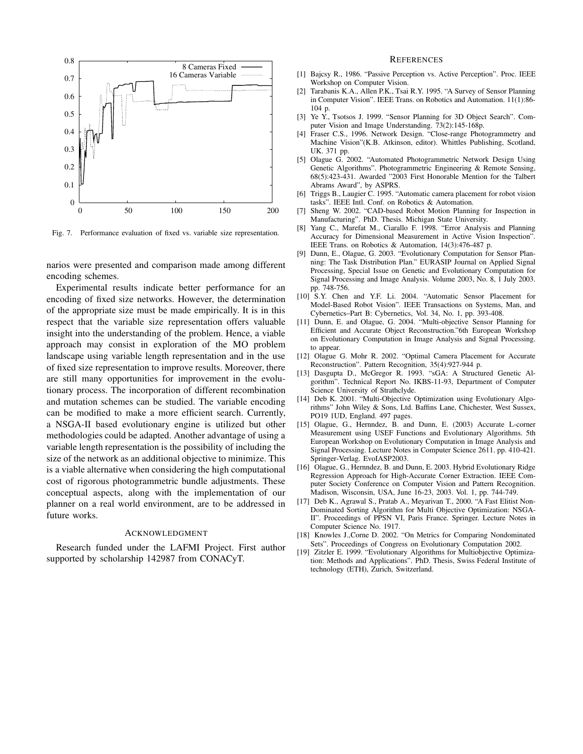0.8
0.7
0.6
0.5
0.4
0.3
0.2
0.1
0
0
50
100
150
200
8 Cameras Fixed
16 Cameras Variable

Fig. 7. Performance evaluation of fixed vs. variable size representation.

narios were presented and comparison made among different encoding schemes.

Experimental results indicate better performance for an encoding of fixed size networks. However, the determination of the appropriate size must be made empirically. It is in this respect that the variable size representation offers valuable insight into the understanding of the problem. Hence, a viable approach may consist in exploration of the MO problem landscape using variable length representation and in the use of fixed size representation to improve results. Moreover, there are still many opportunities for improvement in the evolutionary process. The incorporation of different recombination and mutation schemes can be studied. The variable encoding can be modified to make a more efficient search. Currently, a NSGA-II based evolutionary engine is utilized but other methodologies could be adapted. Another advantage of using a variable length representation is the possibility of including the size of the network as an additional objective to minimize. This is a viable alternative when considering the high computational cost of rigorous photogrammetric bundle adjustments. These conceptual aspects, along with the implementation of our planner on a real world environment, are to be addressed in future works.

## Acknowledgment

Research funded under the LAFMI Project. First author supported by scholarship 142987 from CONACyT.

## References

[1] Bajcsy R., 1986. "Passive Perception vs. Active Perception". Proc. IEEE Workshop on Computer Vision.

[2] Tarabanis K.A., Allen P.K., Tsai R.Y. 1995. "A Survey of Sensor Planning in Computer Vision". IEEE Trans. on Robotics and Automation. 11(1):86-104 p.

[3] Ye Y., Tsotsos J. 1999. "Sensor Planning for 3D Object Search". Computer Vision and Image Understanding. 73(2):145-168p.

[4] Fraser C.S., 1996. Network Design. "Close-range Photogrammetry and Machine Vision"(K.B. Atkinson, editor). Whittles Publishing, Scotland, UK. 371 pp.

[5] Olague G. 2002. "Automated Photogrammetric Network Design Using Genetic Algorithms". Photogrammetric Engineering & Remote Sensing, 68(5):423-431. Awarded "2003 First Honorable Mention for the Talbert Abrams Award", by ASPRS.

[6] Triggs B., Laugier C. 1995. "Automatic camera placement for robot vision tasks". IEEE Intl. Conf. on Robotics & Automation.

[7] Sheng W. 2002. "CAD-based Robot Motion Planning for Inspection in Manufacturing". PhD. Thesis. Michigan State University.

[8] Yang C., Marefat M., Ciarallo F. 1998. "Error Analysis and Planning Accuracy for Dimensional Measurement in Active Vision Inspection". IEEE Trans. on Robotics & Automation, 14(3):476-487 p.

[9] Dunn, E., Olague, G. 2003. "Evolutionary Computation for Sensor Planning: The Task Distribution Plan." EURASIP Journal on Applied Signal Processing, Special Issue on Genetic and Evolutionary Computation for Signal Processing and Image Analysis. Volume 2003, No. 8, 1 July 2003. pp. 748-756.

[10] S.Y. Chen and Y.F. Li. 2004. "Automatic Sensor Placement for Model-Based Robot Vision". IEEE Transactions on Systems, Man, and Cybernetics–Part B: Cybernetics, Vol. 34, No. 1, pp. 393-408.

[11] Dunn, E. and Olague, G. 2004. "Multi-objective Sensor Planning for Efficient and Accurate Object Reconstruction."6th European Workshop on Evolutionary Computation in Image Analysis and Signal Processing. to appear.

[12] Olague G. Mohr R. 2002. "Optimal Camera Placement for Accurate Reconstruction". Pattern Recognition, 35(4):927-944 p.

[13] Dasgupta D., McGregor R. 1993. "sGA: A Structured Genetic Algorithm". Technical Report No. IKBS-11-93, Department of Computer Science University of Strathclyde.

[14] Deb K. 2001. "Multi-Objective Optimization using Evolutionary Algorithms" John Wiley & Sons, Ltd. Baffins Lane, Chichester, West Sussex, PO19 1UD, England. 497 pages.

[15] Olague, G., Hernndez, B. and Dunn, E. (2003) Accurate L-corner Measurement using USEF Functions and Evolutionary Algorithms. 5th European Workshop on Evolutionary Computation in Image Analysis and Signal Processing. Lecture Notes in Computer Science 2611. pp. 410-421. Springer-Verlag. EvoIASP2003.

[16] Olague, G., Hernndez, B. and Dunn, E. 2003. Hybrid Evolutionary Ridge Regression Approach for High-Accurate Corner Extraction. IEEE Computer Society Conference on Computer Vision and Pattern Recognition. Madison, Wisconsin, USA, June 16-23, 2003. Vol. 1, pp. 744-749.

[17] Deb K., Agrawal S., Pratab A., Meyarivan T., 2000. "A Fast Elitist Non-Dominated Sorting Algorithm for Multi Objective Optimization: NSGA-II". Proceedings of PPSN VI, Paris France. Springer. Lecture Notes in Computer Science No. 1917.

[18] Knowles J.,Corne D. 2002. "On Metrics for Comparing Nondominated Sets". Proceedings of Congress on Evolutionary Computation 2002.

[19] Zitzler E. 1999. "Evolutionary Algorithms for Multiobjective Optimization: Methods and Applications". PhD. Thesis, Swiss Federal Institute of technology (ETH), Zurich, Switzerland.